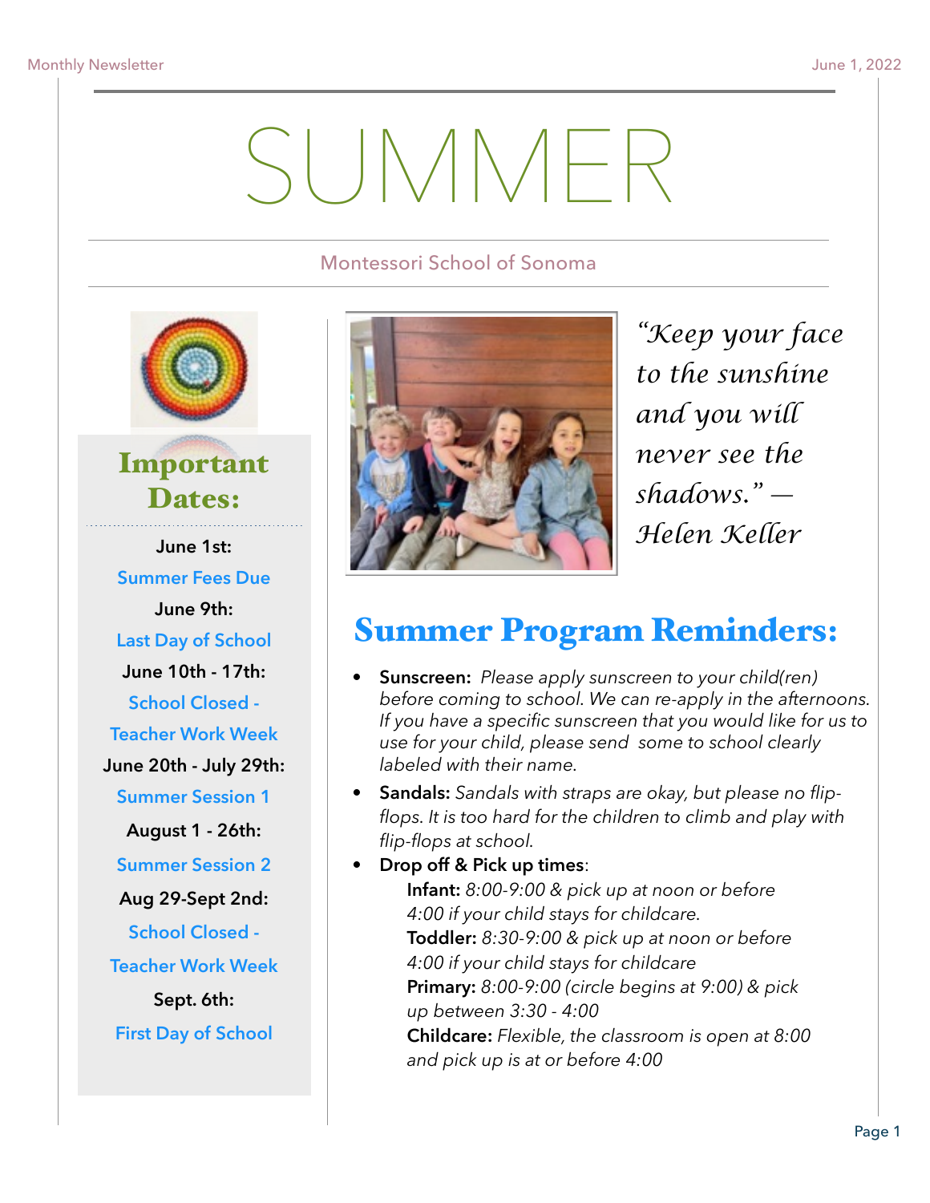# SUMMER

Montessori School of Sonoma

## Important Dates:

**June 1st:**
Summer Fees Due

**June 9th:**
Last Day of School

**June 10th - 17th:**
School Closed - Teacher Work Week

**June 20th - July 29th:**
Summer Session 1

**August 1 - 26th:**
Summer Session 2

**Aug 29-Sept 2nd:**
School Closed - Teacher Work Week

**Sept. 6th:**
First Day of School

*"Keep your face to the sunshine and you will never see the shadows." — Helen Keller*

## Summer Program Reminders:

- **Sunscreen:** *Please apply sunscreen to your child(ren) before coming to school. We can re-apply in the afternoons. If you have a specific sunscreen that you would like for us to use for your child, please send some to school clearly labeled with their name.*
- **Sandals:** *Sandals with straps are okay, but please no flip-flops. It is too hard for the children to climb and play with flip-flops at school.*
- **Drop off & Pick up times**:
  - **Infant:** *8:00-9:00 & pick up at noon or before 4:00 if your child stays for childcare.*
  - **Toddler:** *8:30-9:00 & pick up at noon or before 4:00 if your child stays for childcare*
  - **Primary:** *8:00-9:00 (circle begins at 9:00) & pick up between 3:30 - 4:00*
  - **Childcare:** *Flexible, the classroom is open at 8:00 and pick up is at or before 4:00*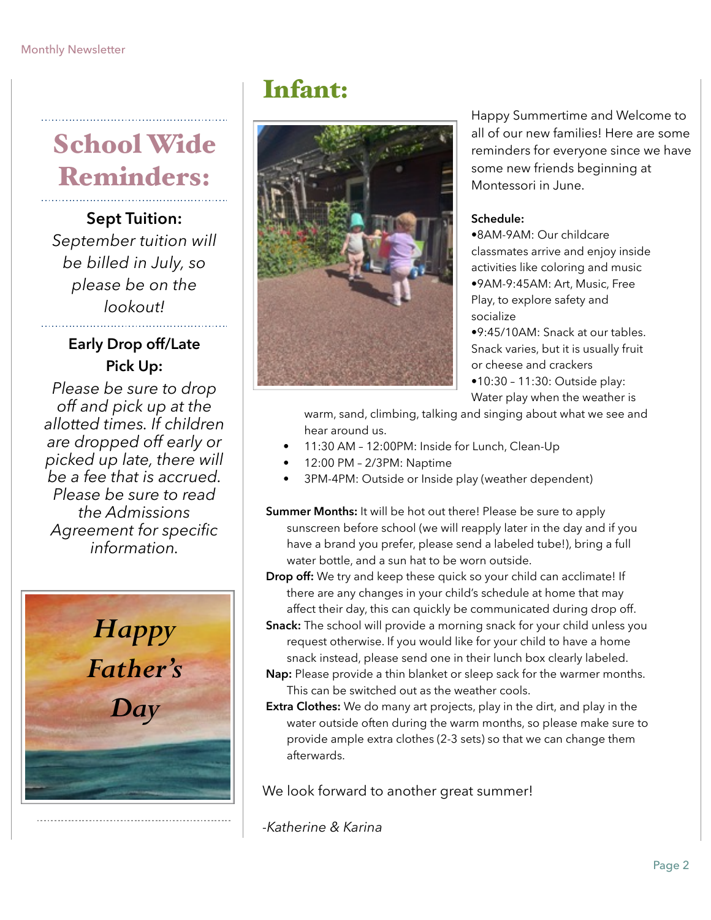## School Wide Reminders:

**Sept Tuition:**

*September tuition will be billed in July, so please be on the lookout!*

**Early Drop off/Late Pick Up:**

*Please be sure to drop off and pick up at the allotted times. If children are dropped off early or picked up late, there will be a fee that is accrued. Please be sure to read the Admissions Agreement for specific information.*

*Happy Father's Day*

# Infant:

Happy Summertime and Welcome to all of our new families! Here are some reminders for everyone since we have some new friends beginning at Montessori in June.

**Schedule:**

- 8AM-9AM: Our childcare classmates arrive and enjoy inside activities like coloring and music
- 9AM-9:45AM: Art, Music, Free Play, to explore safety and socialize
- 9:45/10AM: Snack at our tables. Snack varies, but it is usually fruit or cheese and crackers
- 10:30 – 11:30: Outside play: Water play when the weather is warm, sand, climbing, talking and singing about what we see and hear around us.
- 11:30 AM – 12:00PM: Inside for Lunch, Clean-Up
- 12:00 PM – 2/3PM: Naptime
- 3PM-4PM: Outside or Inside play (weather dependent)

**Summer Months:** It will be hot out there! Please be sure to apply sunscreen before school (we will reapply later in the day and if you have a brand you prefer, please send a labeled tube!), bring a full water bottle, and a sun hat to be worn outside.

**Drop off:** We try and keep these quick so your child can acclimate! If there are any changes in your child's schedule at home that may affect their day, this can quickly be communicated during drop off.

**Snack:** The school will provide a morning snack for your child unless you request otherwise. If you would like for your child to have a home snack instead, please send one in their lunch box clearly labeled.

**Nap:** Please provide a thin blanket or sleep sack for the warmer months. This can be switched out as the weather cools.

**Extra Clothes:** We do many art projects, play in the dirt, and play in the water outside often during the warm months, so please make sure to provide ample extra clothes (2-3 sets) so that we can change them afterwards.

We look forward to another great summer!

*-Katherine & Karina*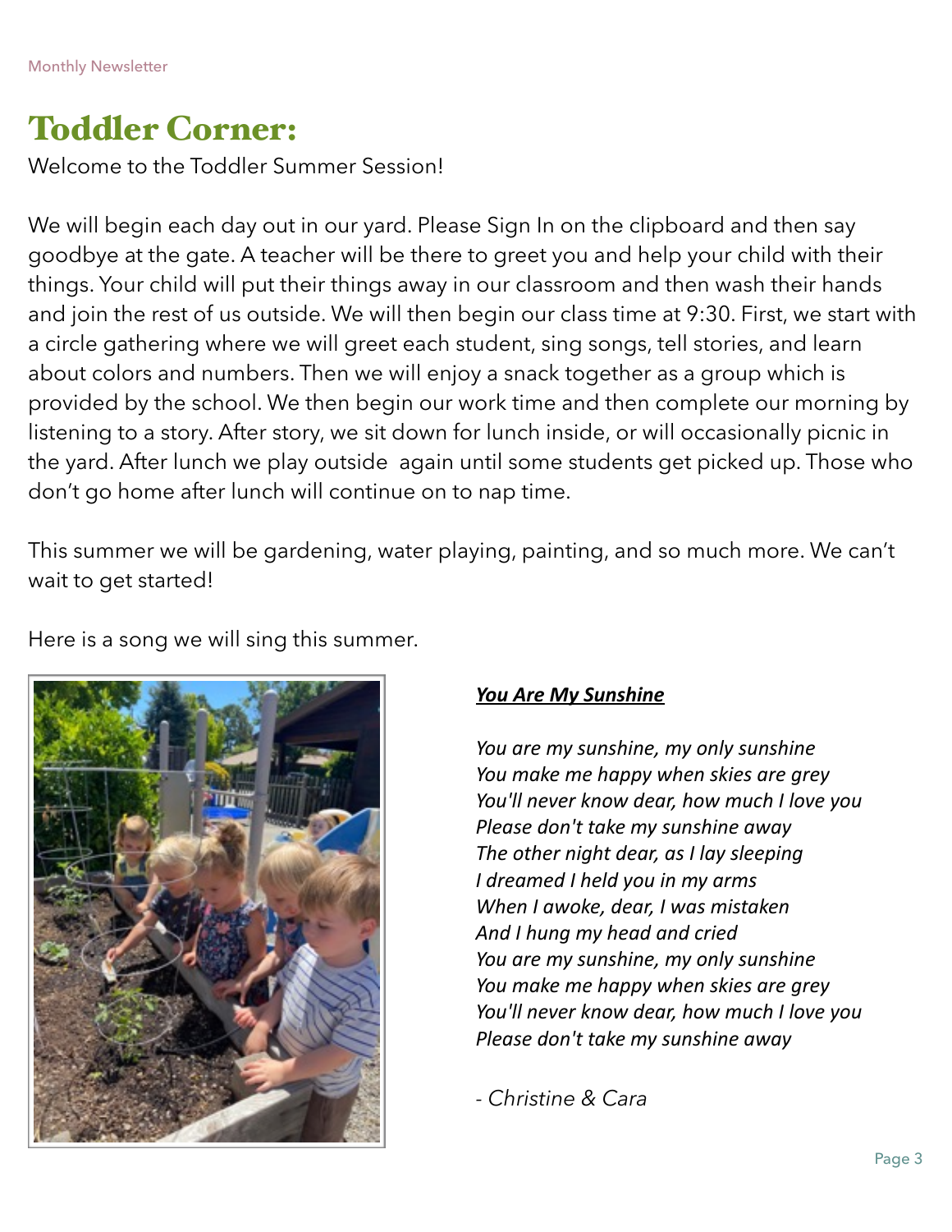# Toddler Corner:

Welcome to the Toddler Summer Session!

We will begin each day out in our yard. Please Sign In on the clipboard and then say goodbye at the gate. A teacher will be there to greet you and help your child with their things. Your child will put their things away in our classroom and then wash their hands and join the rest of us outside. We will then begin our class time at 9:30. First, we start with a circle gathering where we will greet each student, sing songs, tell stories, and learn about colors and numbers. Then we will enjoy a snack together as a group which is provided by the school. We then begin our work time and then complete our morning by listening to a story. After story, we sit down for lunch inside, or will occasionally picnic in the yard. After lunch we play outside again until some students get picked up. Those who don't go home after lunch will continue on to nap time.

This summer we will be gardening, water playing, painting, and so much more. We can't wait to get started!

Here is a song we will sing this summer.

***You Are My Sunshine***

*You are my sunshine, my only sunshine*
*You make me happy when skies are grey*
*You'll never know dear, how much I love you*
*Please don't take my sunshine away*
*The other night dear, as I lay sleeping*
*I dreamed I held you in my arms*
*When I awoke, dear, I was mistaken*
*And I hung my head and cried*
*You are my sunshine, my only sunshine*
*You make me happy when skies are grey*
*You'll never know dear, how much I love you*
*Please don't take my sunshine away*

*- Christine & Cara*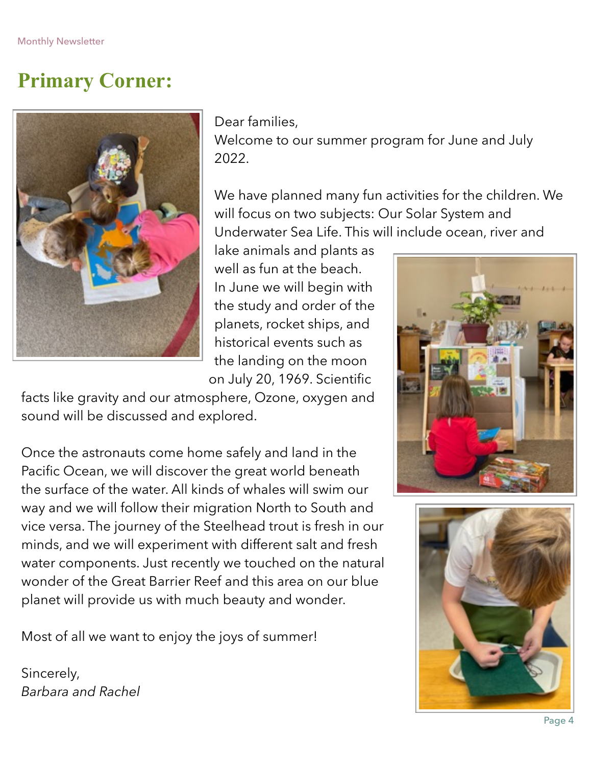# Primary Corner:

Dear families,
Welcome to our summer program for June and July 2022.

We have planned many fun activities for the children. We will focus on two subjects: Our Solar System and Underwater Sea Life. This will include ocean, river and lake animals and plants as well as fun at the beach. In June we will begin with the study and order of the planets, rocket ships, and historical events such as the landing on the moon on July 20, 1969. Scientific facts like gravity and our atmosphere, Ozone, oxygen and sound will be discussed and explored.

Once the astronauts come home safely and land in the Pacific Ocean, we will discover the great world beneath the surface of the water. All kinds of whales will swim our way and we will follow their migration North to South and vice versa. The journey of the Steelhead trout is fresh in our minds, and we will experiment with different salt and fresh water components. Just recently we touched on the natural wonder of the Great Barrier Reef and this area on our blue planet will provide us with much beauty and wonder.

Most of all we want to enjoy the joys of summer!

Sincerely,
*Barbara and Rachel*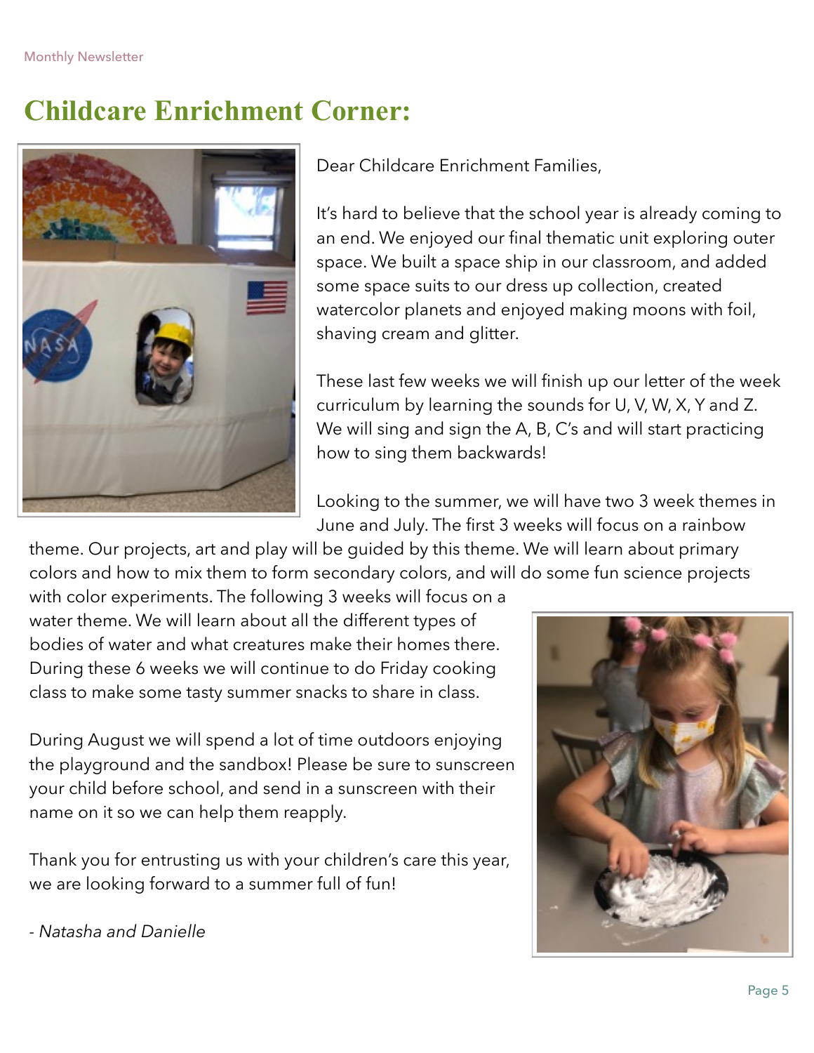# Childcare Enrichment Corner:

Dear Childcare Enrichment Families,

It's hard to believe that the school year is already coming to an end. We enjoyed our final thematic unit exploring outer space. We built a space ship in our classroom, and added some space suits to our dress up collection, created watercolor planets and enjoyed making moons with foil, shaving cream and glitter.

These last few weeks we will finish up our letter of the week curriculum by learning the sounds for U, V, W, X, Y and Z. We will sing and sign the A, B, C's and will start practicing how to sing them backwards!

Looking to the summer, we will have two 3 week themes in June and July. The first 3 weeks will focus on a rainbow theme. Our projects, art and play will be guided by this theme. We will learn about primary colors and how to mix them to form secondary colors, and will do some fun science projects with color experiments. The following 3 weeks will focus on a water theme. We will learn about all the different types of bodies of water and what creatures make their homes there. During these 6 weeks we will continue to do Friday cooking class to make some tasty summer snacks to share in class.

During August we will spend a lot of time outdoors enjoying the playground and the sandbox! Please be sure to sunscreen your child before school, and send in a sunscreen with their name on it so we can help them reapply.

Thank you for entrusting us with your children's care this year, we are looking forward to a summer full of fun!

*- Natasha and Danielle*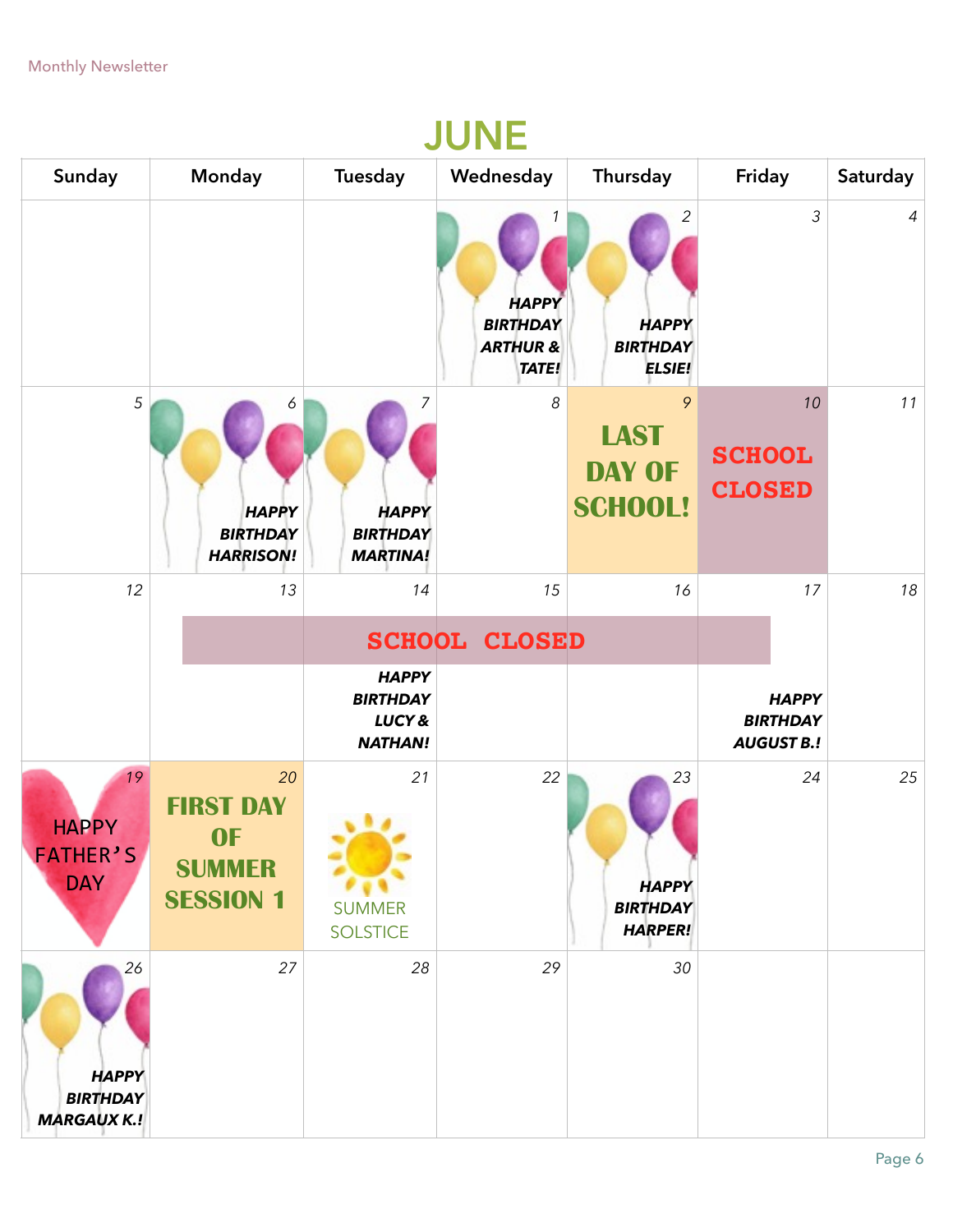# JUNE

| Sunday | Monday | Tuesday | Wednesday | Thursday | Friday | Saturday |
|---|---|---|---|---|---|---|
| | | | 1 ***HAPPY BIRTHDAY ARTHUR & TATE!*** | 2 ***HAPPY BIRTHDAY ELSIE!*** | 3 | 4 |
| 5 | 6 ***HAPPY BIRTHDAY HARRISON!*** | 7 ***HAPPY BIRTHDAY MARTINA!*** | 8 | 9 **LAST DAY OF SCHOOL!** | 10 **SCHOOL CLOSED** | 11 |
| 12 | 13 **SCHOOL CLOSED** | 14 **SCHOOL CLOSED** ***HAPPY BIRTHDAY LUCY & NATHAN!*** | 15 **SCHOOL CLOSED** | 16 **SCHOOL CLOSED** | 17 **SCHOOL CLOSED** ***HAPPY BIRTHDAY AUGUST B.!*** | 18 |
| 19 HAPPY FATHER'S DAY | 20 **FIRST DAY OF SUMMER SESSION 1** | 21 SUMMER SOLSTICE | 22 | 23 ***HAPPY BIRTHDAY HARPER!*** | 24 | 25 |
| 26 ***HAPPY BIRTHDAY MARGAUX K.!*** | 27 | 28 | 29 | 30 | | |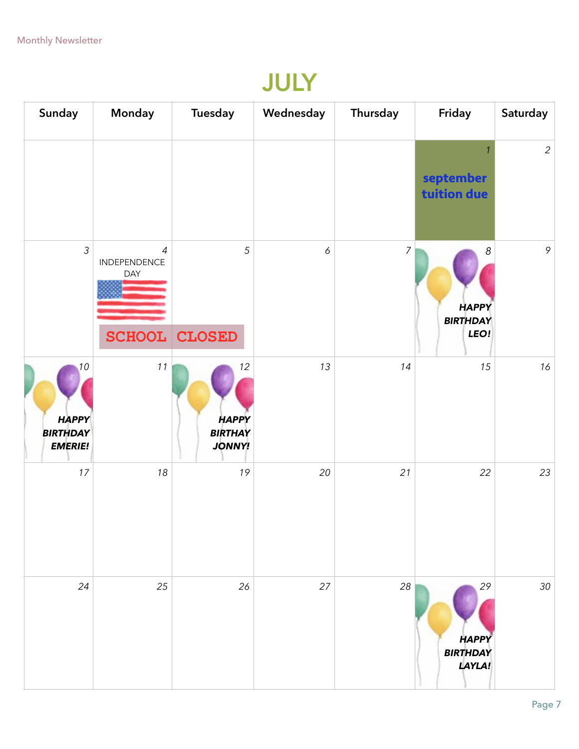# JULY

| Sunday | Monday | Tuesday | Wednesday | Thursday | Friday | Saturday |
|---|---|---|---|---|---|---|
| | | | | | 1 **september tuition due** | 2 |
| 3 | 4 INDEPENDENCE DAY **SCHOOL CLOSED** | 5 | 6 | 7 | 8 ***HAPPY BIRTHDAY LEO!*** | 9 |
| 10 ***HAPPY BIRTHDAY EMERIE!*** | 11 | 12 ***HAPPY BIRTHAY JONNY!*** | 13 | 14 | 15 | 16 |
| 17 | 18 | 19 | 20 | 21 | 22 | 23 |
| 24 | 25 | 26 | 27 | 28 | 29 ***HAPPY BIRTHDAY LAYLA!*** | 30 |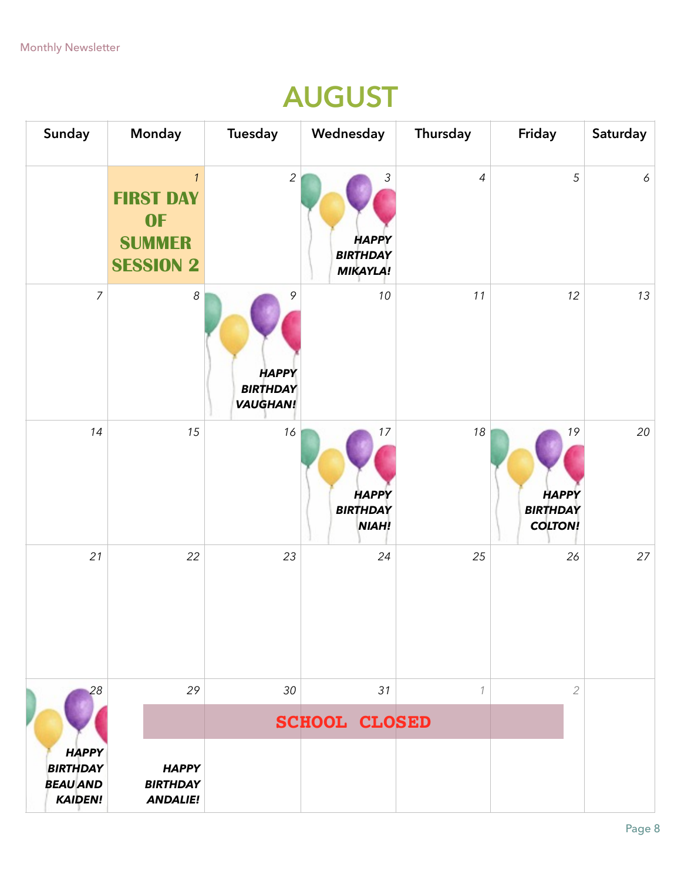# AUGUST

| Sunday | Monday | Tuesday | Wednesday | Thursday | Friday | Saturday |
| --- | --- | --- | --- | --- | --- | --- |
| | 1 **FIRST DAY OF SUMMER SESSION 2** | 2 | 3 ***HAPPY BIRTHDAY MIKAYLA!*** | 4 | 5 | 6 |
| 7 | 8 | 9 ***HAPPY BIRTHDAY VAUGHAN!*** | 10 | 11 | 12 | 13 |
| 14 | 15 | 16 | 17 ***HAPPY BIRTHDAY NIAH!*** | 18 | 19 ***HAPPY BIRTHDAY COLTON!*** | 20 |
| 21 | 22 | 23 | 24 | 25 | 26 | 27 |
| 28 ***HAPPY BIRTHDAY BEAU AND KAIDEN!*** | 29 **SCHOOL CLOSED** ***HAPPY BIRTHDAY ANDALIE!*** | 30 **SCHOOL CLOSED** | 31 **SCHOOL CLOSED** | 1 **SCHOOL CLOSED** | 2 **SCHOOL CLOSED** | |